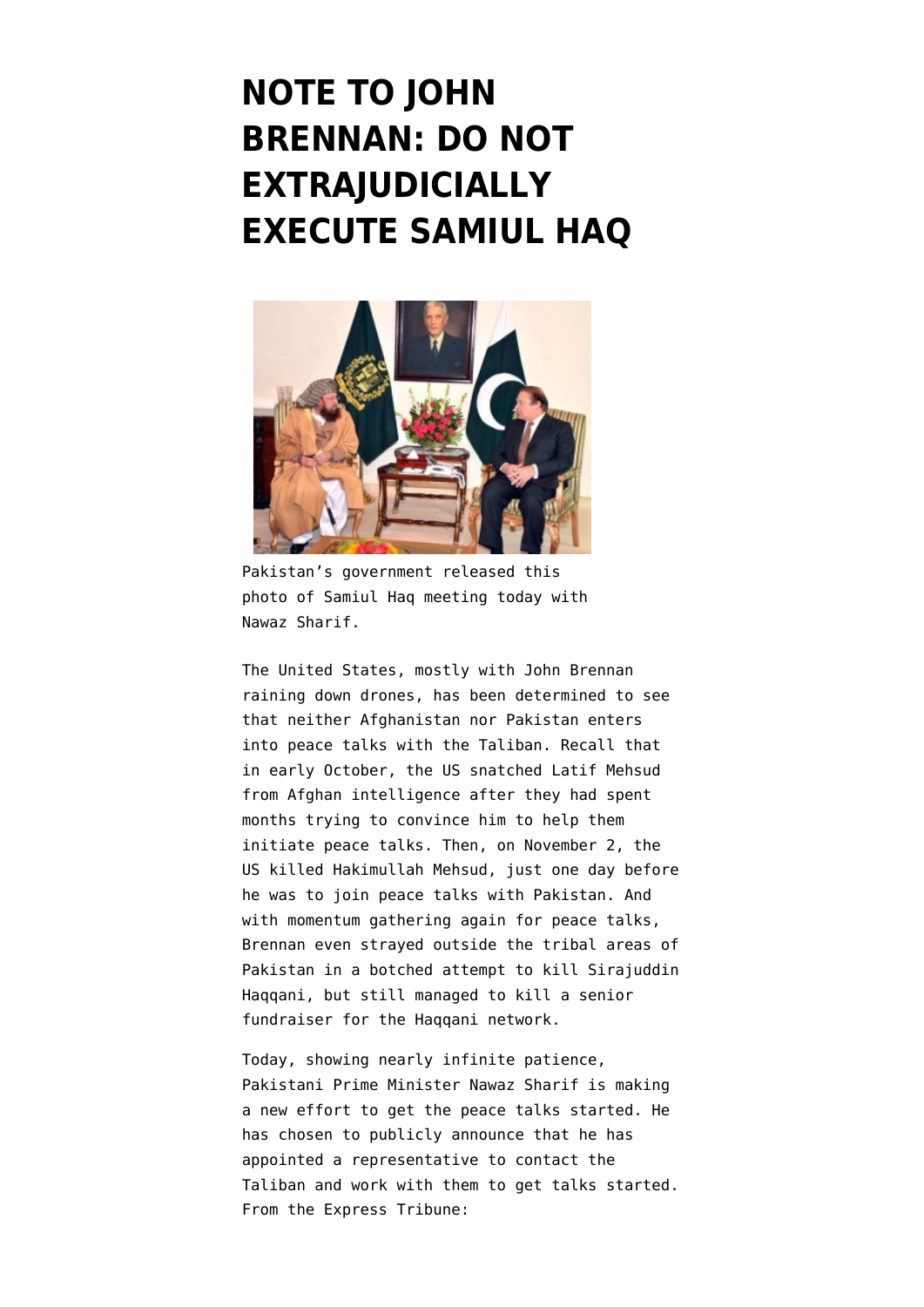# NOTE TO JOHN BRENNAN: DO NOT EXTRAJUDICIALLY EXECUTE SAMIUL HAQ

Pakistan's government released this photo of Samiul Haq meeting today with Nawaz Sharif.

The United States, mostly with John Brennan raining down drones, has been determined to see that neither Afghanistan nor Pakistan enters into peace talks with the Taliban. Recall that in early October, the US snatched Latif Mehsud from Afghan intelligence after they had spent months trying to convince him to help them initiate peace talks. Then, on November 2, the US killed Hakimullah Mehsud, just one day before he was to join peace talks with Pakistan. And with momentum gathering again for peace talks, Brennan even strayed outside the tribal areas of Pakistan in a botched attempt to kill Sirajuddin Haqqani, but still managed to kill a senior fundraiser for the Haqqani network.

Today, showing nearly infinite patience, Pakistani Prime Minister Nawaz Sharif is making a new effort to get the peace talks started. He has chosen to publicly announce that he has appointed a representative to contact the Taliban and work with them to get talks started. From the Express Tribune: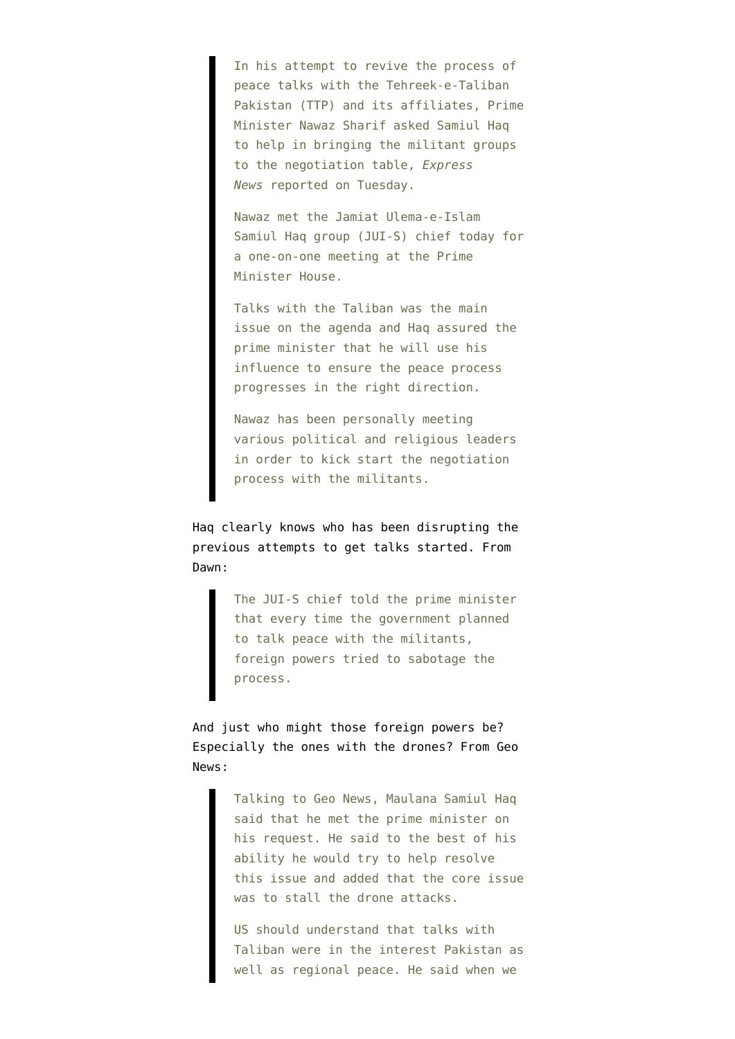> In his attempt to revive the process of peace talks with the Tehreek-e-Taliban Pakistan (TTP) and its affiliates, Prime Minister Nawaz Sharif asked Samiul Haq to help in bringing the militant groups to the negotiation table, *Express News* reported on Tuesday.
>
> Nawaz met the Jamiat Ulema-e-Islam Samiul Haq group (JUI-S) chief today for a one-on-one meeting at the Prime Minister House.
>
> Talks with the Taliban was the main issue on the agenda and Haq assured the prime minister that he will use his influence to ensure the peace process progresses in the right direction.
>
> Nawaz has been personally meeting various political and religious leaders in order to kick start the negotiation process with the militants.

Haq clearly knows who has been disrupting the previous attempts to get talks started. From Dawn:

> The JUI-S chief told the prime minister that every time the government planned to talk peace with the militants, foreign powers tried to sabotage the process.

And just who might those foreign powers be? Especially the ones with the drones? From Geo News:

> Talking to Geo News, Maulana Samiul Haq said that he met the prime minister on his request. He said to the best of his ability he would try to help resolve this issue and added that the core issue was to stall the drone attacks.
>
> US should understand that talks with Taliban were in the interest Pakistan as well as regional peace. He said when we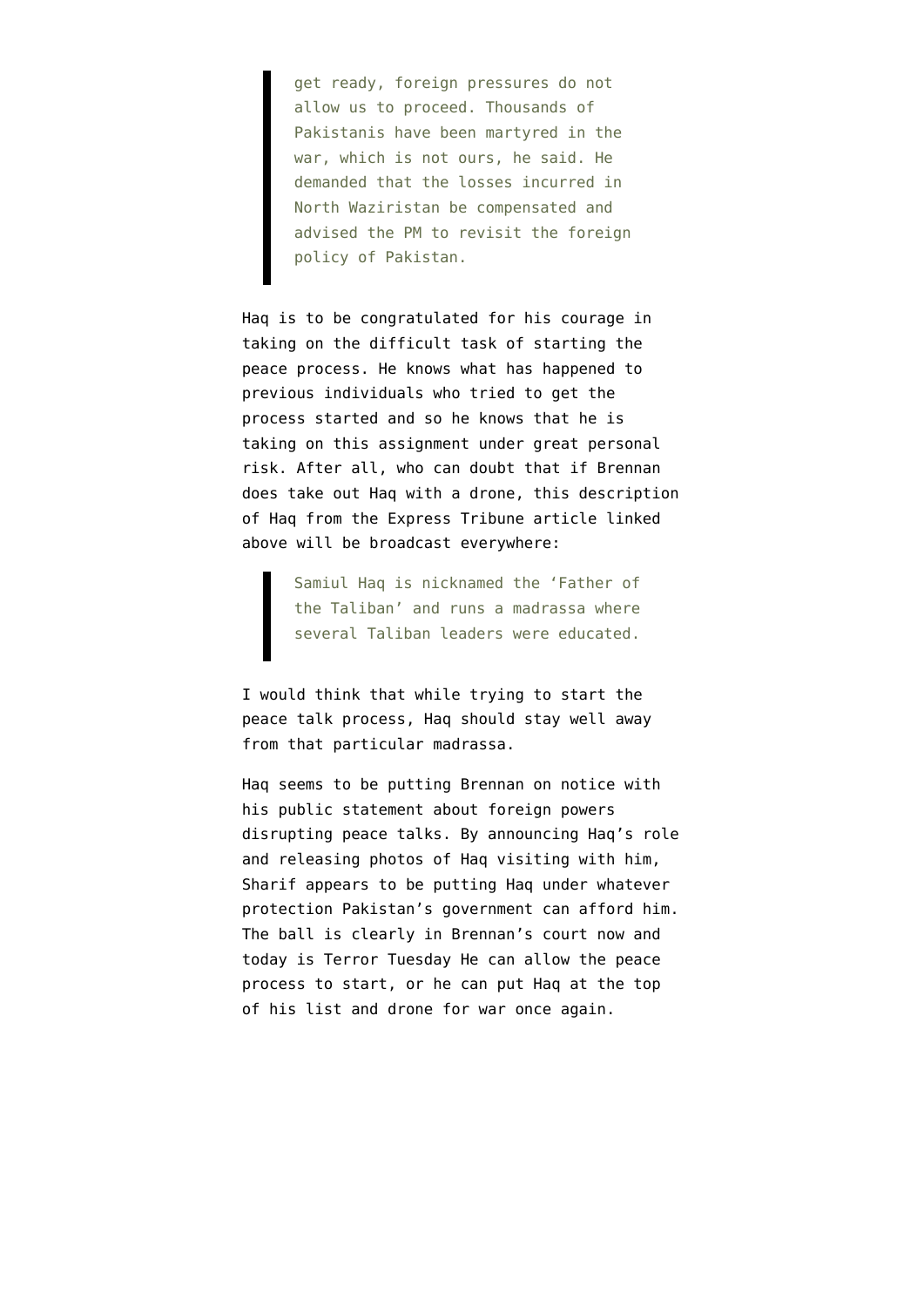> get ready, foreign pressures do not allow us to proceed. Thousands of Pakistanis have been martyred in the war, which is not ours, he said. He demanded that the losses incurred in North Waziristan be compensated and advised the PM to revisit the foreign policy of Pakistan.

Haq is to be congratulated for his courage in taking on the difficult task of starting the peace process. He knows what has happened to previous individuals who tried to get the process started and so he knows that he is taking on this assignment under great personal risk. After all, who can doubt that if Brennan does take out Haq with a drone, this description of Haq from the Express Tribune article linked above will be broadcast everywhere:

> Samiul Haq is nicknamed the 'Father of the Taliban' and runs a madrassa where several Taliban leaders were educated.

I would think that while trying to start the peace talk process, Haq should stay well away from that particular madrassa.

Haq seems to be putting Brennan on notice with his public statement about foreign powers disrupting peace talks. By announcing Haq's role and releasing photos of Haq visiting with him, Sharif appears to be putting Haq under whatever protection Pakistan's government can afford him. The ball is clearly in Brennan's court now and today is Terror Tuesday He can allow the peace process to start, or he can put Haq at the top of his list and drone for war once again.